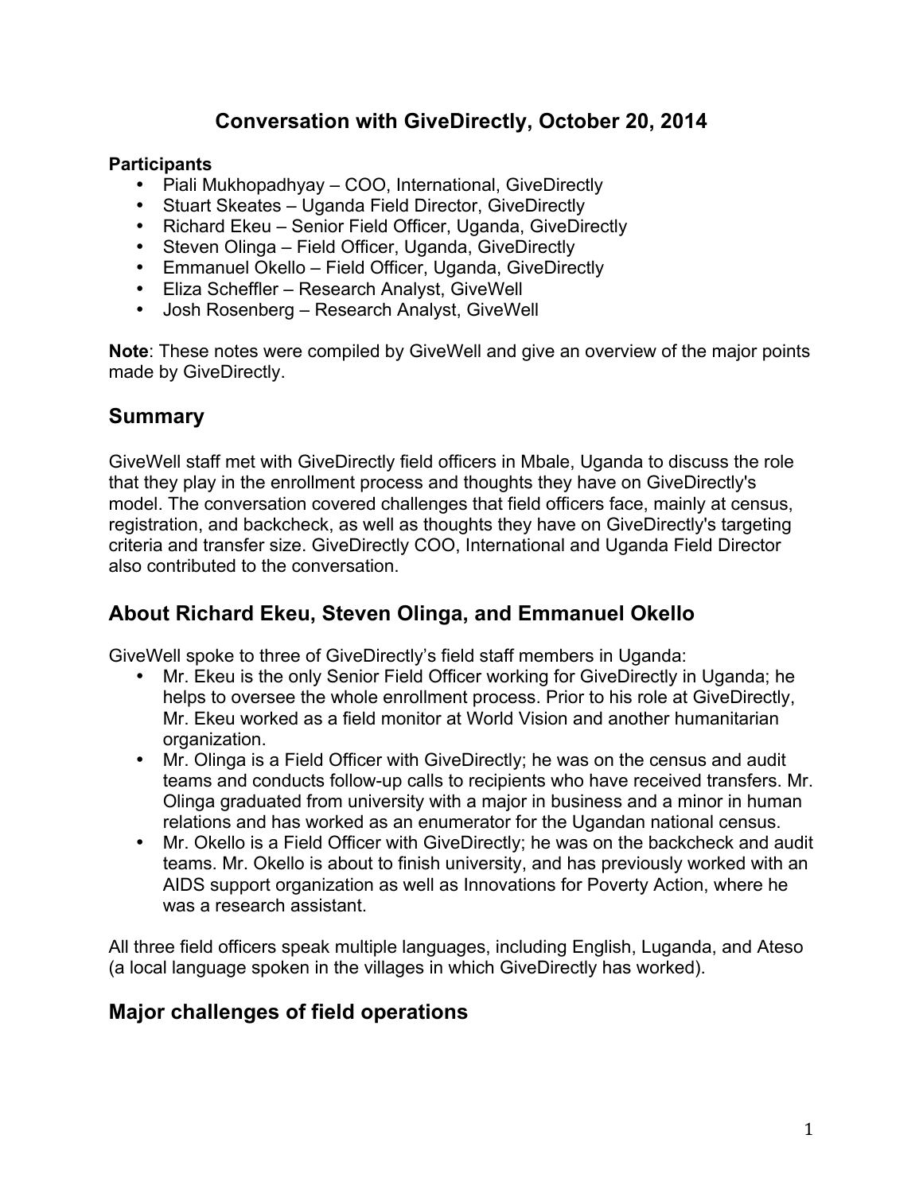# Conversation with GiveDirectly, October 20, 2014

**Participants**

- Piali Mukhopadhyay – COO, International, GiveDirectly
- Stuart Skeates – Uganda Field Director, GiveDirectly
- Richard Ekeu – Senior Field Officer, Uganda, GiveDirectly
- Steven Olinga – Field Officer, Uganda, GiveDirectly
- Emmanuel Okello – Field Officer, Uganda, GiveDirectly
- Eliza Scheffler – Research Analyst, GiveWell
- Josh Rosenberg – Research Analyst, GiveWell

**Note**: These notes were compiled by GiveWell and give an overview of the major points made by GiveDirectly.

## Summary

GiveWell staff met with GiveDirectly field officers in Mbale, Uganda to discuss the role that they play in the enrollment process and thoughts they have on GiveDirectly's model. The conversation covered challenges that field officers face, mainly at census, registration, and backcheck, as well as thoughts they have on GiveDirectly's targeting criteria and transfer size. GiveDirectly COO, International and Uganda Field Director also contributed to the conversation.

## About Richard Ekeu, Steven Olinga, and Emmanuel Okello

GiveWell spoke to three of GiveDirectly's field staff members in Uganda:

- Mr. Ekeu is the only Senior Field Officer working for GiveDirectly in Uganda; he helps to oversee the whole enrollment process. Prior to his role at GiveDirectly, Mr. Ekeu worked as a field monitor at World Vision and another humanitarian organization.
- Mr. Olinga is a Field Officer with GiveDirectly; he was on the census and audit teams and conducts follow-up calls to recipients who have received transfers. Mr. Olinga graduated from university with a major in business and a minor in human relations and has worked as an enumerator for the Ugandan national census.
- Mr. Okello is a Field Officer with GiveDirectly; he was on the backcheck and audit teams. Mr. Okello is about to finish university, and has previously worked with an AIDS support organization as well as Innovations for Poverty Action, where he was a research assistant.

All three field officers speak multiple languages, including English, Luganda, and Ateso (a local language spoken in the villages in which GiveDirectly has worked).

## Major challenges of field operations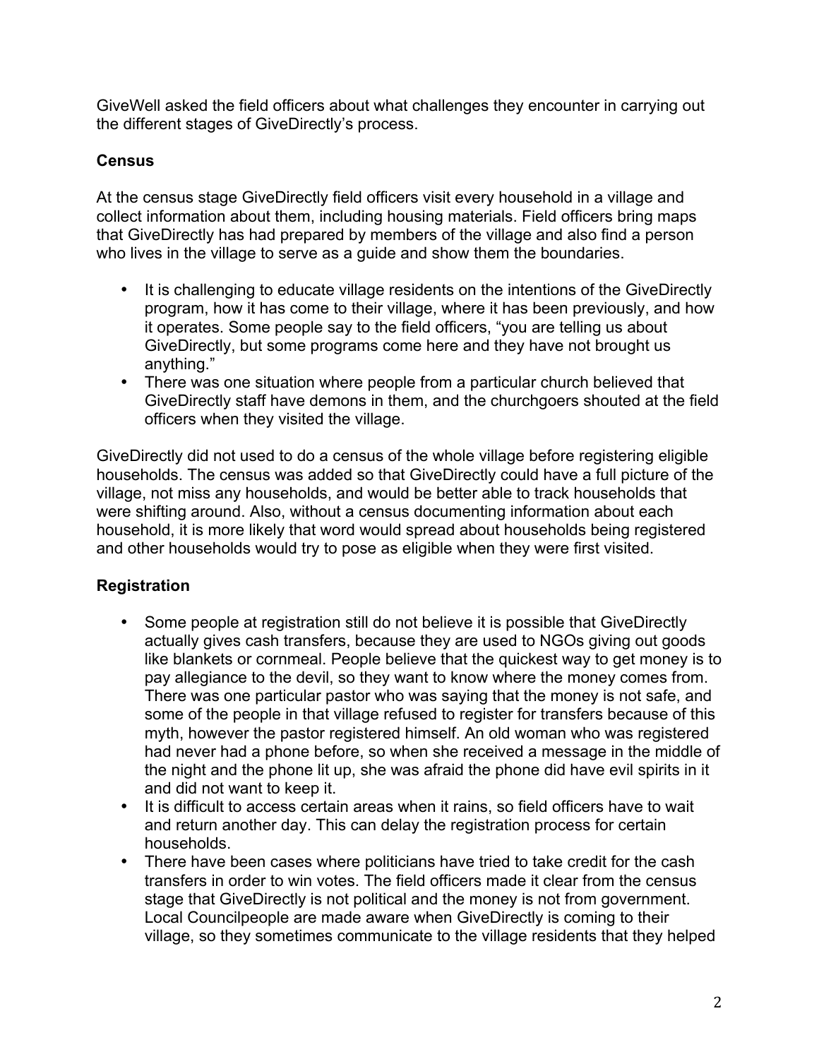GiveWell asked the field officers about what challenges they encounter in carrying out the different stages of GiveDirectly's process.

**Census**

At the census stage GiveDirectly field officers visit every household in a village and collect information about them, including housing materials. Field officers bring maps that GiveDirectly has had prepared by members of the village and also find a person who lives in the village to serve as a guide and show them the boundaries.

- It is challenging to educate village residents on the intentions of the GiveDirectly program, how it has come to their village, where it has been previously, and how it operates. Some people say to the field officers, "you are telling us about GiveDirectly, but some programs come here and they have not brought us anything."
- There was one situation where people from a particular church believed that GiveDirectly staff have demons in them, and the churchgoers shouted at the field officers when they visited the village.

GiveDirectly did not used to do a census of the whole village before registering eligible households. The census was added so that GiveDirectly could have a full picture of the village, not miss any households, and would be better able to track households that were shifting around. Also, without a census documenting information about each household, it is more likely that word would spread about households being registered and other households would try to pose as eligible when they were first visited.

**Registration**

- Some people at registration still do not believe it is possible that GiveDirectly actually gives cash transfers, because they are used to NGOs giving out goods like blankets or cornmeal. People believe that the quickest way to get money is to pay allegiance to the devil, so they want to know where the money comes from. There was one particular pastor who was saying that the money is not safe, and some of the people in that village refused to register for transfers because of this myth, however the pastor registered himself. An old woman who was registered had never had a phone before, so when she received a message in the middle of the night and the phone lit up, she was afraid the phone did have evil spirits in it and did not want to keep it.
- It is difficult to access certain areas when it rains, so field officers have to wait and return another day. This can delay the registration process for certain households.
- There have been cases where politicians have tried to take credit for the cash transfers in order to win votes. The field officers made it clear from the census stage that GiveDirectly is not political and the money is not from government. Local Councilpeople are made aware when GiveDirectly is coming to their village, so they sometimes communicate to the village residents that they helped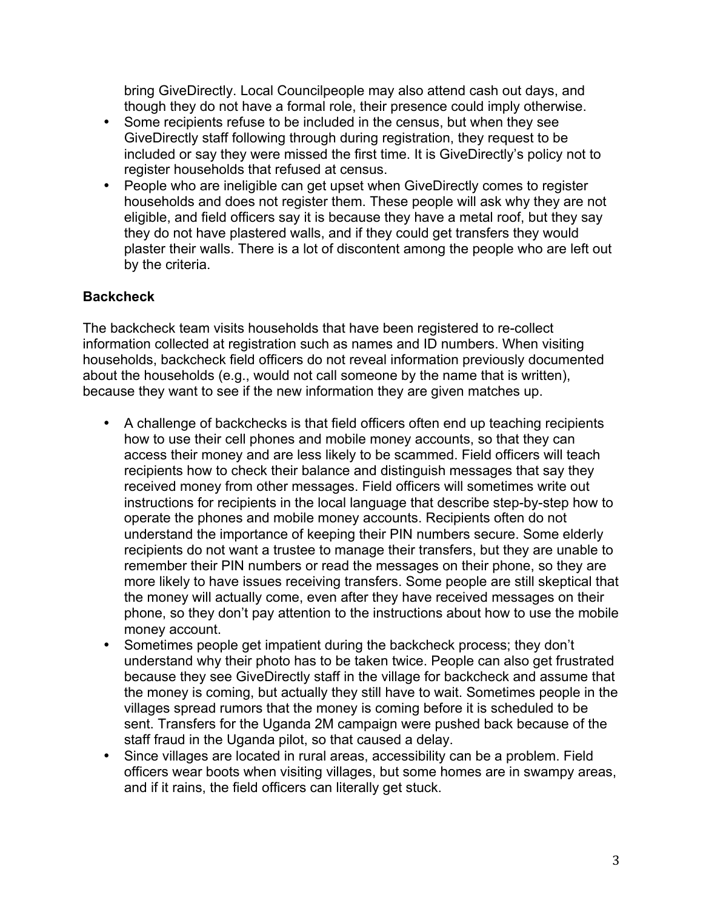bring GiveDirectly. Local Councilpeople may also attend cash out days, and though they do not have a formal role, their presence could imply otherwise.

- Some recipients refuse to be included in the census, but when they see GiveDirectly staff following through during registration, they request to be included or say they were missed the first time. It is GiveDirectly's policy not to register households that refused at census.
- People who are ineligible can get upset when GiveDirectly comes to register households and does not register them. These people will ask why they are not eligible, and field officers say it is because they have a metal roof, but they say they do not have plastered walls, and if they could get transfers they would plaster their walls. There is a lot of discontent among the people who are left out by the criteria.

**Backcheck**

The backcheck team visits households that have been registered to re-collect information collected at registration such as names and ID numbers. When visiting households, backcheck field officers do not reveal information previously documented about the households (e.g., would not call someone by the name that is written), because they want to see if the new information they are given matches up.

- A challenge of backchecks is that field officers often end up teaching recipients how to use their cell phones and mobile money accounts, so that they can access their money and are less likely to be scammed. Field officers will teach recipients how to check their balance and distinguish messages that say they received money from other messages. Field officers will sometimes write out instructions for recipients in the local language that describe step-by-step how to operate the phones and mobile money accounts. Recipients often do not understand the importance of keeping their PIN numbers secure. Some elderly recipients do not want a trustee to manage their transfers, but they are unable to remember their PIN numbers or read the messages on their phone, so they are more likely to have issues receiving transfers. Some people are still skeptical that the money will actually come, even after they have received messages on their phone, so they don't pay attention to the instructions about how to use the mobile money account.
- Sometimes people get impatient during the backcheck process; they don't understand why their photo has to be taken twice. People can also get frustrated because they see GiveDirectly staff in the village for backcheck and assume that the money is coming, but actually they still have to wait. Sometimes people in the villages spread rumors that the money is coming before it is scheduled to be sent. Transfers for the Uganda 2M campaign were pushed back because of the staff fraud in the Uganda pilot, so that caused a delay.
- Since villages are located in rural areas, accessibility can be a problem. Field officers wear boots when visiting villages, but some homes are in swampy areas, and if it rains, the field officers can literally get stuck.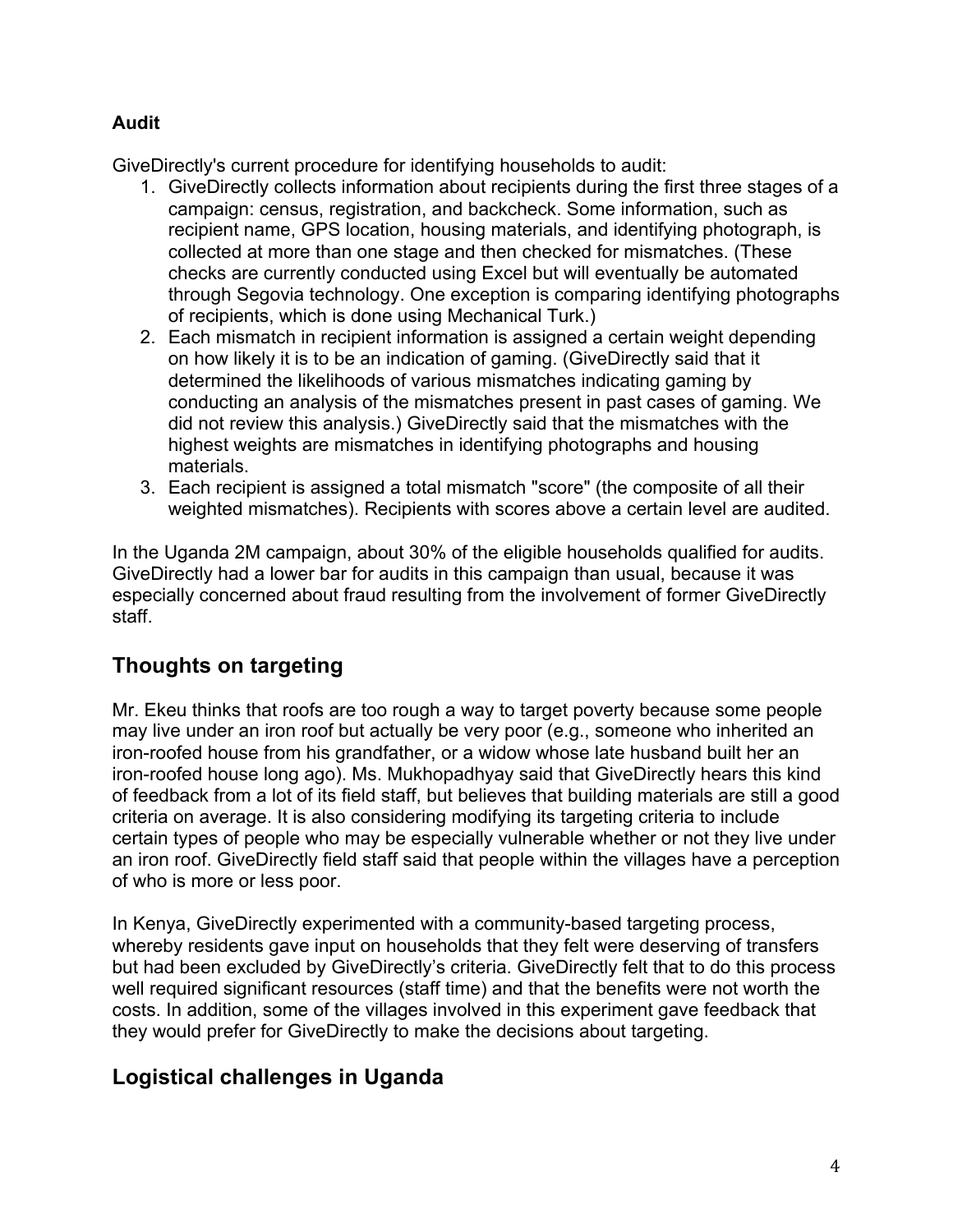**Audit**

GiveDirectly's current procedure for identifying households to audit:

1. GiveDirectly collects information about recipients during the first three stages of a campaign: census, registration, and backcheck. Some information, such as recipient name, GPS location, housing materials, and identifying photograph, is collected at more than one stage and then checked for mismatches. (These checks are currently conducted using Excel but will eventually be automated through Segovia technology. One exception is comparing identifying photographs of recipients, which is done using Mechanical Turk.)
2. Each mismatch in recipient information is assigned a certain weight depending on how likely it is to be an indication of gaming. (GiveDirectly said that it determined the likelihoods of various mismatches indicating gaming by conducting an analysis of the mismatches present in past cases of gaming. We did not review this analysis.) GiveDirectly said that the mismatches with the highest weights are mismatches in identifying photographs and housing materials.
3. Each recipient is assigned a total mismatch "score" (the composite of all their weighted mismatches). Recipients with scores above a certain level are audited.

In the Uganda 2M campaign, about 30% of the eligible households qualified for audits. GiveDirectly had a lower bar for audits in this campaign than usual, because it was especially concerned about fraud resulting from the involvement of former GiveDirectly staff.

## Thoughts on targeting

Mr. Ekeu thinks that roofs are too rough a way to target poverty because some people may live under an iron roof but actually be very poor (e.g., someone who inherited an iron-roofed house from his grandfather, or a widow whose late husband built her an iron-roofed house long ago). Ms. Mukhopadhyay said that GiveDirectly hears this kind of feedback from a lot of its field staff, but believes that building materials are still a good criteria on average. It is also considering modifying its targeting criteria to include certain types of people who may be especially vulnerable whether or not they live under an iron roof. GiveDirectly field staff said that people within the villages have a perception of who is more or less poor.

In Kenya, GiveDirectly experimented with a community-based targeting process, whereby residents gave input on households that they felt were deserving of transfers but had been excluded by GiveDirectly's criteria. GiveDirectly felt that to do this process well required significant resources (staff time) and that the benefits were not worth the costs. In addition, some of the villages involved in this experiment gave feedback that they would prefer for GiveDirectly to make the decisions about targeting.

## Logistical challenges in Uganda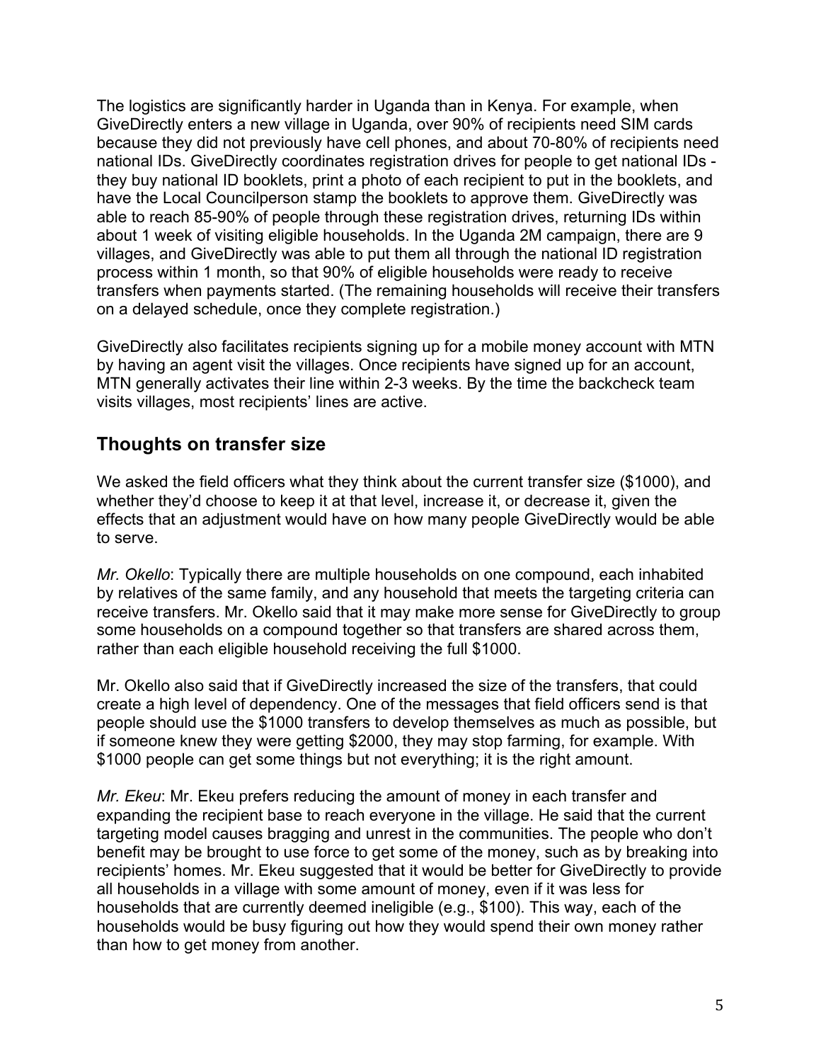The logistics are significantly harder in Uganda than in Kenya. For example, when GiveDirectly enters a new village in Uganda, over 90% of recipients need SIM cards because they did not previously have cell phones, and about 70-80% of recipients need national IDs. GiveDirectly coordinates registration drives for people to get national IDs - they buy national ID booklets, print a photo of each recipient to put in the booklets, and have the Local Councilperson stamp the booklets to approve them. GiveDirectly was able to reach 85-90% of people through these registration drives, returning IDs within about 1 week of visiting eligible households. In the Uganda 2M campaign, there are 9 villages, and GiveDirectly was able to put them all through the national ID registration process within 1 month, so that 90% of eligible households were ready to receive transfers when payments started. (The remaining households will receive their transfers on a delayed schedule, once they complete registration.)

GiveDirectly also facilitates recipients signing up for a mobile money account with MTN by having an agent visit the villages. Once recipients have signed up for an account, MTN generally activates their line within 2-3 weeks. By the time the backcheck team visits villages, most recipients' lines are active.

## Thoughts on transfer size

We asked the field officers what they think about the current transfer size ($1000), and whether they'd choose to keep it at that level, increase it, or decrease it, given the effects that an adjustment would have on how many people GiveDirectly would be able to serve.

*Mr. Okello*: Typically there are multiple households on one compound, each inhabited by relatives of the same family, and any household that meets the targeting criteria can receive transfers. Mr. Okello said that it may make more sense for GiveDirectly to group some households on a compound together so that transfers are shared across them, rather than each eligible household receiving the full $1000.

Mr. Okello also said that if GiveDirectly increased the size of the transfers, that could create a high level of dependency. One of the messages that field officers send is that people should use the $1000 transfers to develop themselves as much as possible, but if someone knew they were getting $2000, they may stop farming, for example. With $1000 people can get some things but not everything; it is the right amount.

*Mr. Ekeu*: Mr. Ekeu prefers reducing the amount of money in each transfer and expanding the recipient base to reach everyone in the village. He said that the current targeting model causes bragging and unrest in the communities. The people who don't benefit may be brought to use force to get some of the money, such as by breaking into recipients' homes. Mr. Ekeu suggested that it would be better for GiveDirectly to provide all households in a village with some amount of money, even if it was less for households that are currently deemed ineligible (e.g., $100). This way, each of the households would be busy figuring out how they would spend their own money rather than how to get money from another.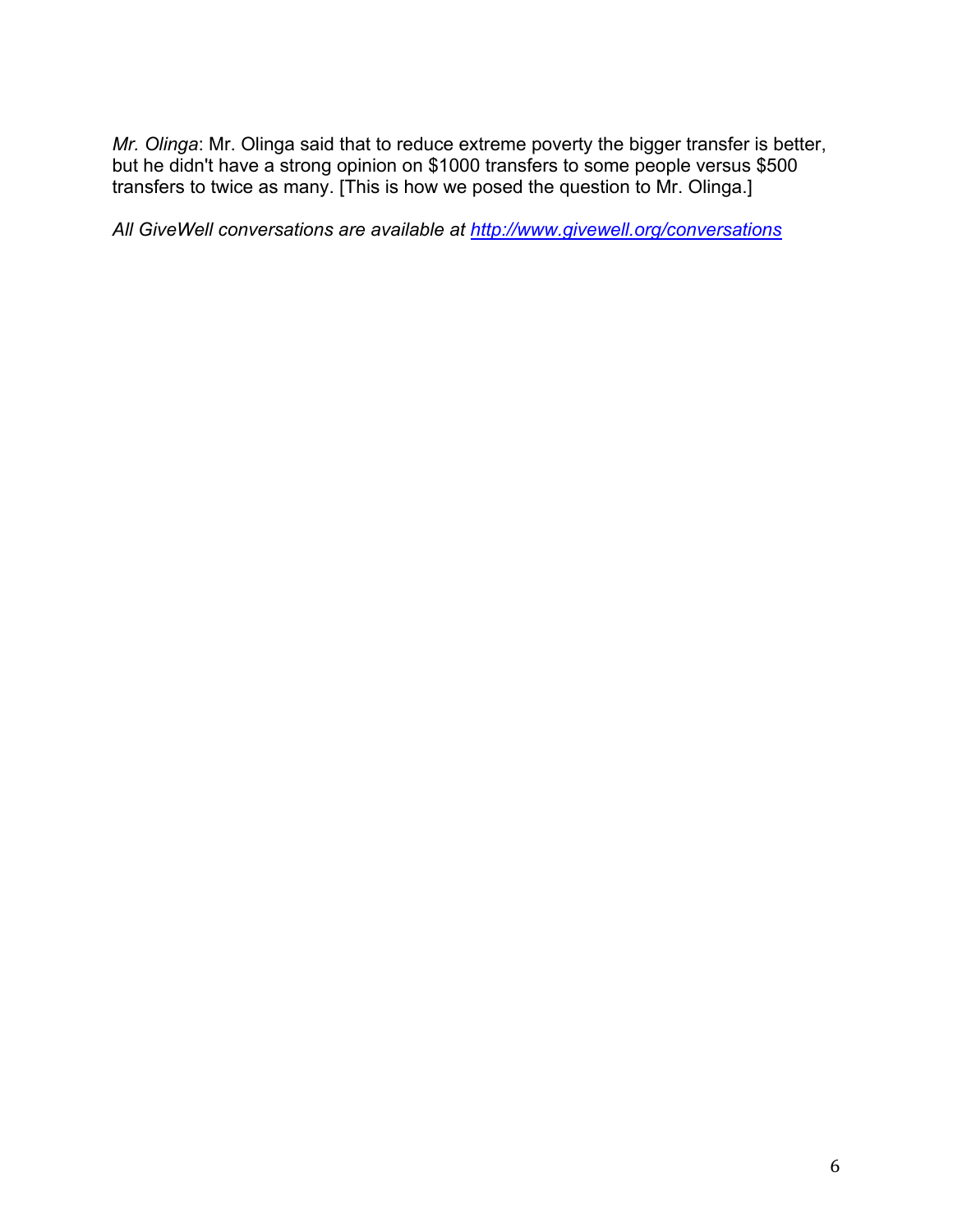*Mr. Olinga*: Mr. Olinga said that to reduce extreme poverty the bigger transfer is better, but he didn't have a strong opinion on $1000 transfers to some people versus $500 transfers to twice as many. [This is how we posed the question to Mr. Olinga.]

*All GiveWell conversations are available at [http://www.givewell.org/conversations](http://www.givewell.org/conversations)*